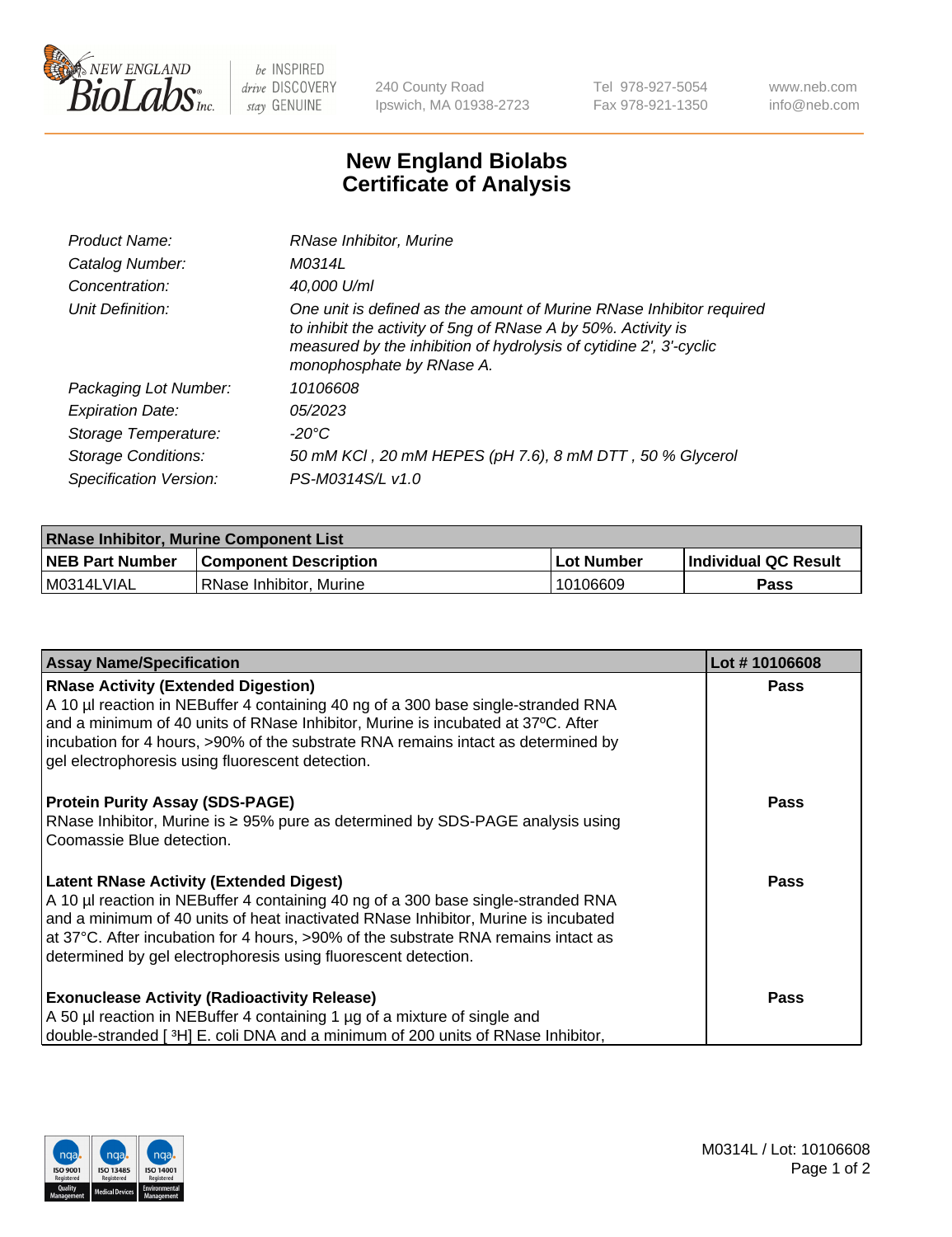# New England Biolabs Certificate of Analysis

| | |
|---|---|
| *Product Name:* | *RNase Inhibitor, Murine* |
| *Catalog Number:* | *M0314L* |
| *Concentration:* | *40,000 U/ml* |
| *Unit Definition:* | *One unit is defined as the amount of Murine RNase Inhibitor required to inhibit the activity of 5ng of RNase A by 50%. Activity is measured by the inhibition of hydrolysis of cytidine 2', 3'-cyclic monophosphate by RNase A.* |
| *Packaging Lot Number:* | *10106608* |
| *Expiration Date:* | *05/2023* |
| *Storage Temperature:* | *-20°C* |
| *Storage Conditions:* | *50 mM KCl , 20 mM HEPES (pH 7.6), 8 mM DTT , 50 % Glycerol* |
| *Specification Version:* | *PS-M0314S/L v1.0* |

| **RNase Inhibitor, Murine Component List** | | | |
|---|---|---|---|
| **NEB Part Number** | **Component Description** | **Lot Number** | **Individual QC Result** |
| M0314LVIAL | RNase Inhibitor, Murine | 10106609 | **Pass** |

| Assay Name/Specification | Lot # 10106608 |
|---|---|
| **RNase Activity (Extended Digestion)**<br>A 10 µl reaction in NEBuffer 4 containing 40 ng of a 300 base single-stranded RNA and a minimum of 40 units of RNase Inhibitor, Murine is incubated at 37ºC. After incubation for 4 hours, >90% of the substrate RNA remains intact as determined by gel electrophoresis using fluorescent detection. | **Pass** |
| **Protein Purity Assay (SDS-PAGE)**<br>RNase Inhibitor, Murine is ≥ 95% pure as determined by SDS-PAGE analysis using Coomassie Blue detection. | **Pass** |
| **Latent RNase Activity (Extended Digest)**<br>A 10 µl reaction in NEBuffer 4 containing 40 ng of a 300 base single-stranded RNA and a minimum of 40 units of heat inactivated RNase Inhibitor, Murine is incubated at 37°C. After incubation for 4 hours, >90% of the substrate RNA remains intact as determined by gel electrophoresis using fluorescent detection. | **Pass** |
| **Exonuclease Activity (Radioactivity Release)**<br>A 50 µl reaction in NEBuffer 4 containing 1 µg of a mixture of single and double-stranded [ $^{3}$H] E. coli DNA and a minimum of 200 units of RNase Inhibitor, | **Pass** |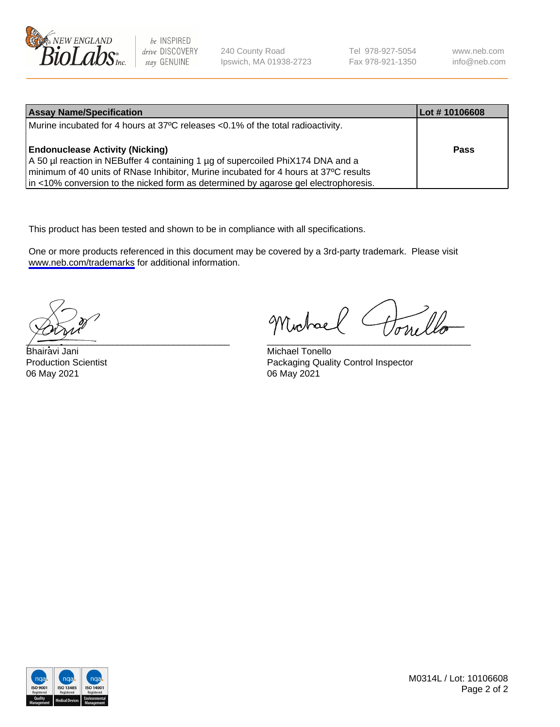| Assay Name/Specification | Lot # 10106608 |
| --- | --- |
| Murine incubated for 4 hours at 37ºC releases <0.1% of the total radioactivity. | |
| **Endonuclease Activity (Nicking)**<br>A 50 µl reaction in NEBuffer 4 containing 1 µg of supercoiled PhiX174 DNA and a minimum of 40 units of RNase Inhibitor, Murine incubated for 4 hours at 37ºC results in <10% conversion to the nicked form as determined by agarose gel electrophoresis. | **Pass** |

This product has been tested and shown to be in compliance with all specifications.

One or more products referenced in this document may be covered by a 3rd-party trademark. Please visit www.neb.com/trademarks for additional information.

Bhairavi Jani
Production Scientist
06 May 2021

Michael Tonello
Packaging Quality Control Inspector
06 May 2021

M0314L / Lot: 10106608